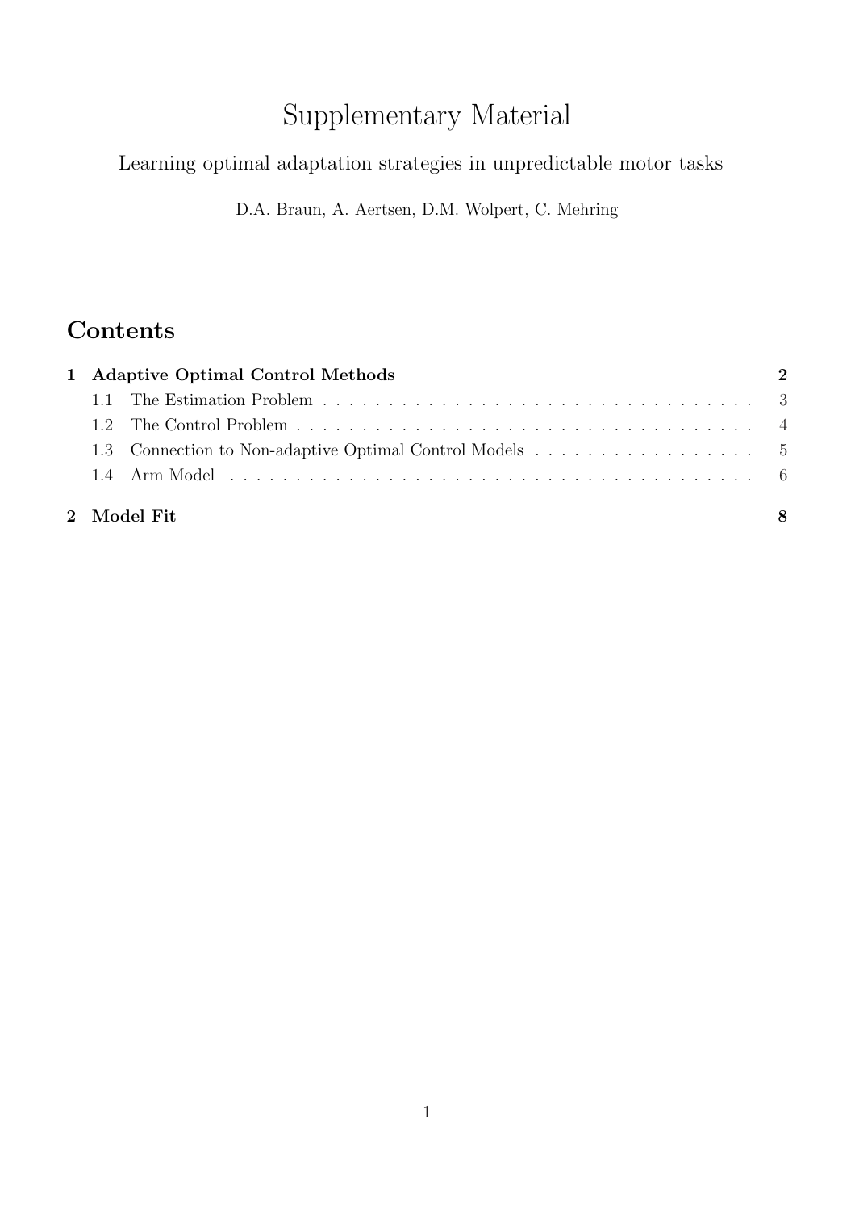# Supplementary Material

Learning optimal adaptation strategies in unpredictable motor tasks

D.A. Braun, A. Aertsen, D.M. Wolpert, C. Mehring

## Contents

**1 Adaptive Optimal Control Methods** — **2**

- 1.1 The Estimation Problem — 3
- 1.2 The Control Problem — 4
- 1.3 Connection to Non-adaptive Optimal Control Models — 5
- 1.4 Arm Model — 6

**2 Model Fit** — **8**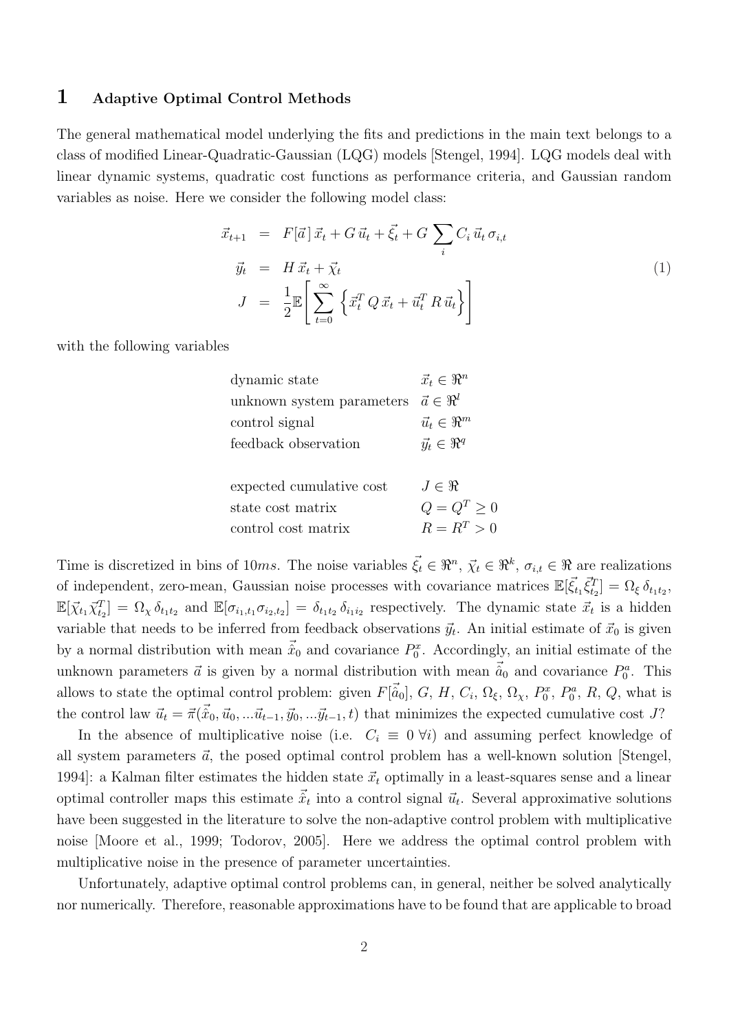# 1 Adaptive Optimal Control Methods

The general mathematical model underlying the fits and predictions in the main text belongs to a class of modified Linear-Quadratic-Gaussian (LQG) models [Stengel, 1994]. LQG models deal with linear dynamic systems, quadratic cost functions as performance criteria, and Gaussian random variables as noise. Here we consider the following model class:

$$
\begin{aligned}
\vec{x}_{t+1} &= F[\vec{a}\,]\,\vec{x}_t + G\,\vec{u}_t + \vec{\xi}_t + G\,\sum_i C_i\,\vec{u}_t\,\sigma_{i,t} \\
\vec{y}_t &= H\,\vec{x}_t + \vec{\chi}_t \\
J &= \frac{1}{2}\mathbb{E}\left[\sum_{t=0}^{\infty}\left\{\vec{x}_t^T\,Q\,\vec{x}_t + \vec{u}_t^T\,R\,\vec{u}_t\right\}\right]
\end{aligned}
\tag{1}
$$

with the following variables

| | |
|---|---|
| dynamic state | $\vec{x}_t \in \Re^n$ |
| unknown system parameters | $\vec{a} \in \Re^l$ |
| control signal | $\vec{u}_t \in \Re^m$ |
| feedback observation | $\vec{y}_t \in \Re^q$ |
| | |
| expected cumulative cost | $J \in \Re$ |
| state cost matrix | $Q = Q^T \geq 0$ |
| control cost matrix | $R = R^T > 0$ |

Time is discretized in bins of $10ms$. The noise variables $\vec{\xi}_t \in \Re^n$, $\vec{\chi}_t \in \Re^k$, $\sigma_{i,t} \in \Re$ are realizations of independent, zero-mean, Gaussian noise processes with covariance matrices $\mathbb{E}[\vec{\xi}_{t_1}\vec{\xi}_{t_2}^T] = \Omega_\xi\,\delta_{t_1t_2}$, $\mathbb{E}[\vec{\chi}_{t_1}\vec{\chi}_{t_2}^T] = \Omega_\chi\,\delta_{t_1t_2}$ and $\mathbb{E}[\sigma_{i_1,t_1}\sigma_{i_2,t_2}] = \delta_{t_1t_2}\,\delta_{i_1i_2}$ respectively. The dynamic state $\vec{x}_t$ is a hidden variable that needs to be inferred from feedback observations $\vec{y}_t$. An initial estimate of $\vec{x}_0$ is given by a normal distribution with mean $\hat{\vec{x}}_0$ and covariance $P_0^x$. Accordingly, an initial estimate of the unknown parameters $\vec{a}$ is given by a normal distribution with mean $\hat{\vec{a}}_0$ and covariance $P_0^a$. This allows to state the optimal control problem: given $F[\hat{\vec{a}}_0]$, $G$, $H$, $C_i$, $\Omega_\xi$, $\Omega_\chi$, $P_0^x$, $P_0^a$, $R$, $Q$, what is the control law $\vec{u}_t = \vec{\pi}(\hat{\vec{x}}_0, \vec{u}_0, ...\vec{u}_{t-1}, \vec{y}_0, ...\vec{y}_{t-1}, t)$ that minimizes the expected cumulative cost $J$?

In the absence of multiplicative noise (i.e. $C_i \equiv 0\ \forall i$) and assuming perfect knowledge of all system parameters $\vec{a}$, the posed optimal control problem has a well-known solution [Stengel, 1994]: a Kalman filter estimates the hidden state $\vec{x}_t$ optimally in a least-squares sense and a linear optimal controller maps this estimate $\hat{\vec{x}}_t$ into a control signal $\vec{u}_t$. Several approximative solutions have been suggested in the literature to solve the non-adaptive control problem with multiplicative noise [Moore et al., 1999; Todorov, 2005]. Here we address the optimal control problem with multiplicative noise in the presence of parameter uncertainties.

Unfortunately, adaptive optimal control problems can, in general, neither be solved analytically nor numerically. Therefore, reasonable approximations have to be found that are applicable to broad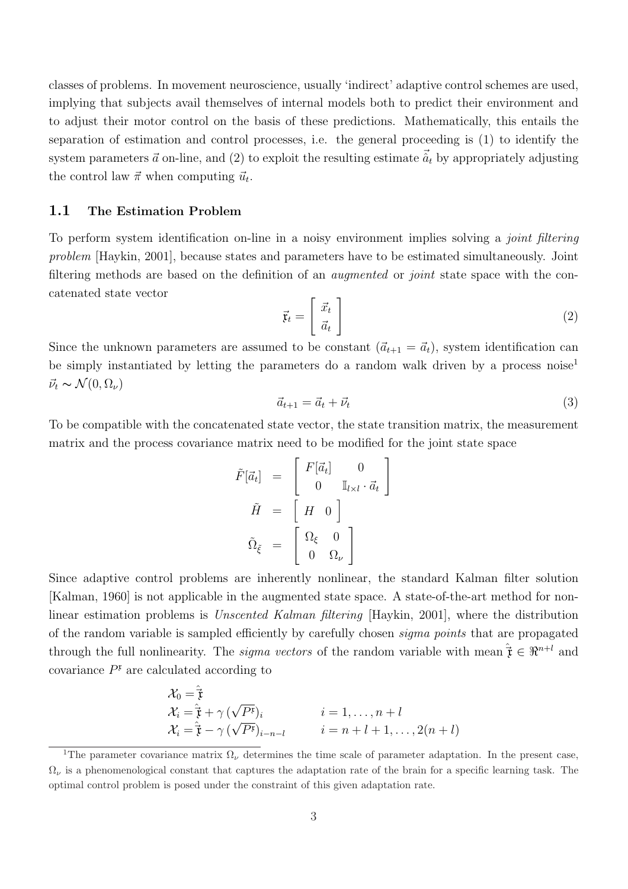classes of problems. In movement neuroscience, usually 'indirect' adaptive control schemes are used, implying that subjects avail themselves of internal models both to predict their environment and to adjust their motor control on the basis of these predictions. Mathematically, this entails the separation of estimation and control processes, i.e. the general proceeding is (1) to identify the system parameters $\vec{a}$ on-line, and (2) to exploit the resulting estimate $\hat{\vec{a}}_t$ by appropriately adjusting the control law $\vec{\pi}$ when computing $\vec{u}_t$.

### 1.1 The Estimation Problem

To perform system identification on-line in a noisy environment implies solving a *joint filtering problem* [Haykin, 2001], because states and parameters have to be estimated simultaneously. Joint filtering methods are based on the definition of an *augmented* or *joint* state space with the concatenated state vector

$$\vec{\mathfrak{x}}_t = \begin{bmatrix} \vec{x}_t \\ \vec{a}_t \end{bmatrix} \tag{2}$$

Since the unknown parameters are assumed to be constant ($\vec{a}_{t+1} = \vec{a}_t$), system identification can be simply instantiated by letting the parameters do a random walk driven by a process noise[1] $\vec{\nu}_t \sim \mathcal{N}(0, \Omega_\nu)$

$$\vec{a}_{t+1} = \vec{a}_t + \vec{\nu}_t \tag{3}$$

To be compatible with the concatenated state vector, the state transition matrix, the measurement matrix and the process covariance matrix need to be modified for the joint state space

$$\begin{aligned}
\tilde{F}[\vec{a}_t] &= \begin{bmatrix} F[\vec{a}_t] & 0 \\ 0 & \mathbb{I}_{l\times l} \cdot \vec{a}_t \end{bmatrix} \\
\tilde{H} &= \begin{bmatrix} H & 0 \end{bmatrix} \\
\tilde{\Omega}_{\tilde{\xi}} &= \begin{bmatrix} \Omega_\xi & 0 \\ 0 & \Omega_\nu \end{bmatrix}
\end{aligned}$$

Since adaptive control problems are inherently nonlinear, the standard Kalman filter solution [Kalman, 1960] is not applicable in the augmented state space. A state-of-the-art method for nonlinear estimation problems is *Unscented Kalman filtering* [Haykin, 2001], where the distribution of the random variable is sampled efficiently by carefully chosen *sigma points* that are propagated through the full nonlinearity. The *sigma vectors* of the random variable with mean $\hat{\vec{\mathfrak{x}}} \in \Re^{n+l}$ and covariance $P^{\mathfrak{x}}$ are calculated according to

$$\begin{aligned}
\mathcal{X}_0 &= \hat{\vec{\mathfrak{x}}} \\
\mathcal{X}_i &= \hat{\vec{\mathfrak{x}}} + \gamma\,(\sqrt{P^{\mathfrak{x}}})_i & i &= 1, \ldots, n+l \\
\mathcal{X}_i &= \hat{\vec{\mathfrak{x}}} - \gamma\,(\sqrt{P^{\mathfrak{x}}})_{i-n-l} & i &= n+l+1, \ldots, 2(n+l)
\end{aligned}$$

---

[1] The parameter covariance matrix $\Omega_\nu$ determines the time scale of parameter adaptation. In the present case, $\Omega_\nu$ is a phenomenological constant that captures the adaptation rate of the brain for a specific learning task. The optimal control problem is posed under the constraint of this given adaptation rate.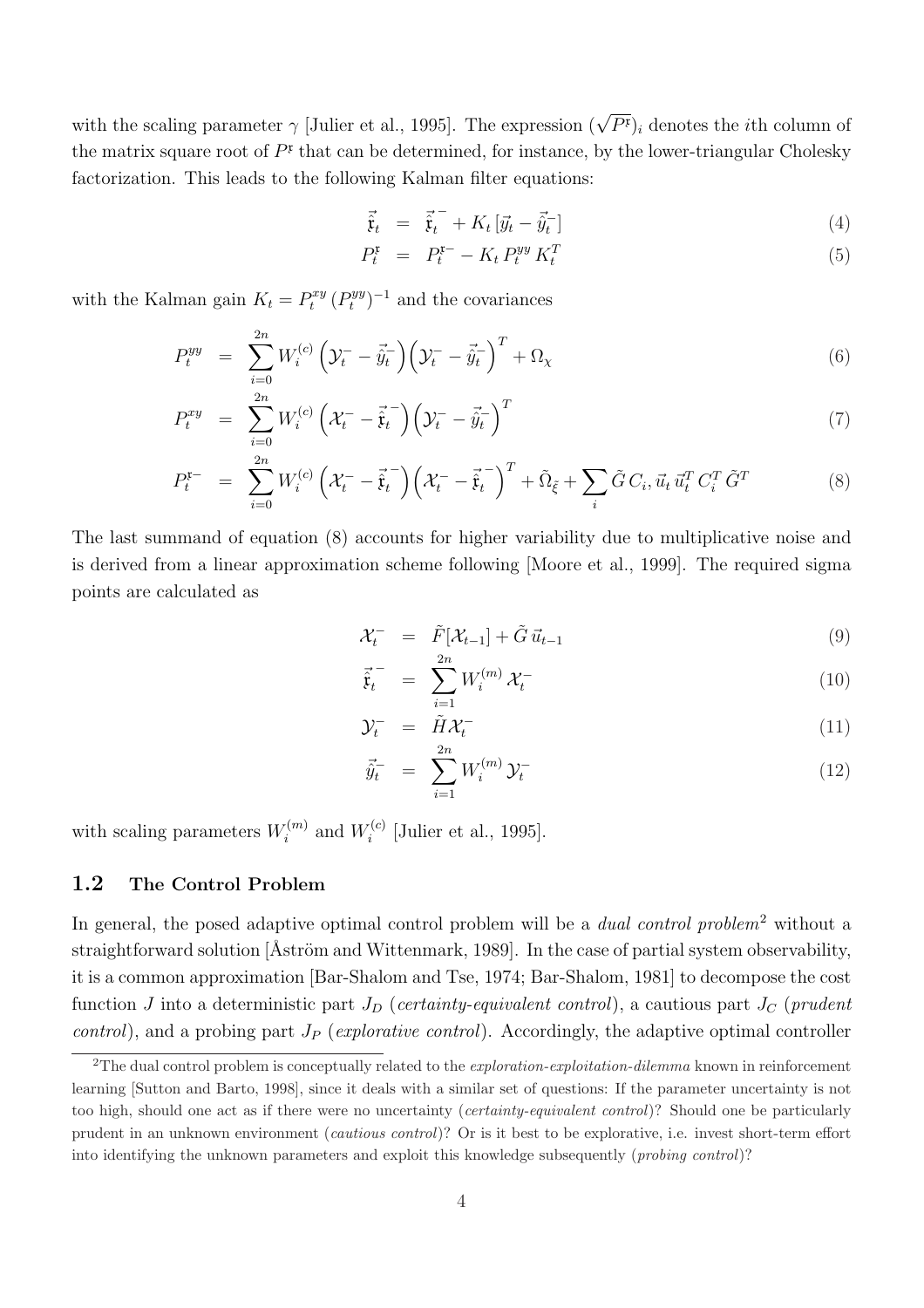with the scaling parameter $\gamma$ [Julier et al., 1995]. The expression $(\sqrt{P^{\mathfrak{x}}})_i$ denotes the $i$th column of the matrix square root of $P^{\mathfrak{x}}$ that can be determined, for instance, by the lower-triangular Cholesky factorization. This leads to the following Kalman filter equations:

$$
\begin{aligned}
\hat{\vec{\mathfrak{x}}}_t &= \hat{\vec{\mathfrak{x}}}_t^{\,-} + K_t \left[\vec{y}_t - \hat{\vec{y}}_t^{-}\right] && (4)\\
P_t^{\mathfrak{x}} &= P_t^{\mathfrak{x}-} - K_t\, P_t^{yy}\, K_t^T && (5)
\end{aligned}
$$

with the Kalman gain $K_t = P_t^{xy}\,(P_t^{yy})^{-1}$ and the covariances

$$
\begin{aligned}
P_t^{yy} &= \sum_{i=0}^{2n} W_i^{(c)} \left(\mathcal{Y}_t^{-} - \hat{\vec{y}}_t^{-}\right)\left(\mathcal{Y}_t^{-} - \hat{\vec{y}}_t^{-}\right)^T + \Omega_\chi && (6)\\
P_t^{xy} &= \sum_{i=0}^{2n} W_i^{(c)} \left(\mathcal{X}_t^{-} - \hat{\vec{\mathfrak{x}}}_t^{\,-}\right)\left(\mathcal{Y}_t^{-} - \hat{\vec{y}}_t^{-}\right)^T && (7)\\
P_t^{\mathfrak{x}-} &= \sum_{i=0}^{2n} W_i^{(c)} \left(\mathcal{X}_t^{-} - \hat{\vec{\mathfrak{x}}}_t^{\,-}\right)\left(\mathcal{X}_t^{-} - \hat{\vec{\mathfrak{x}}}_t^{\,-}\right)^T + \tilde{\Omega}_{\tilde{\xi}} + \sum_i \tilde{G}\, C_i, \vec{u}_t\, \vec{u}_t^T\, C_i^T\, \tilde{G}^T && (8)
\end{aligned}
$$

The last summand of equation (8) accounts for higher variability due to multiplicative noise and is derived from a linear approximation scheme following [Moore et al., 1999]. The required sigma points are calculated as

$$
\begin{aligned}
\mathcal{X}_t^{-} &= \tilde{F}[\mathcal{X}_{t-1}] + \tilde{G}\,\vec{u}_{t-1} && (9)\\
\hat{\vec{\mathfrak{x}}}_t^{\,-} &= \sum_{i=1}^{2n} W_i^{(m)}\, \mathcal{X}_t^{-} && (10)\\
\mathcal{Y}_t^{-} &= \tilde{H}\mathcal{X}_t^{-} && (11)\\
\hat{\vec{y}}_t^{-} &= \sum_{i=1}^{2n} W_i^{(m)}\, \mathcal{Y}_t^{-} && (12)
\end{aligned}
$$

with scaling parameters $W_i^{(m)}$ and $W_i^{(c)}$ [Julier et al., 1995].

### 1.2 The Control Problem

In general, the posed adaptive optimal control problem will be a *dual control problem*[2] without a straightforward solution [Åström and Wittenmark, 1989]. In the case of partial system observability, it is a common approximation [Bar-Shalom and Tse, 1974; Bar-Shalom, 1981] to decompose the cost function $J$ into a deterministic part $J_D$ (*certainty-equivalent control*), a cautious part $J_C$ (*prudent control*), and a probing part $J_P$ (*explorative control*). Accordingly, the adaptive optimal controller

---

[2] The dual control problem is conceptually related to the *exploration-exploitation-dilemma* known in reinforcement learning [Sutton and Barto, 1998], since it deals with a similar set of questions: If the parameter uncertainty is not too high, should one act as if there were no uncertainty (*certainty-equivalent control*)? Should one be particularly prudent in an unknown environment (*cautious control*)? Or is it best to be explorative, i.e. invest short-term effort into identifying the unknown parameters and exploit this knowledge subsequently (*probing control*)?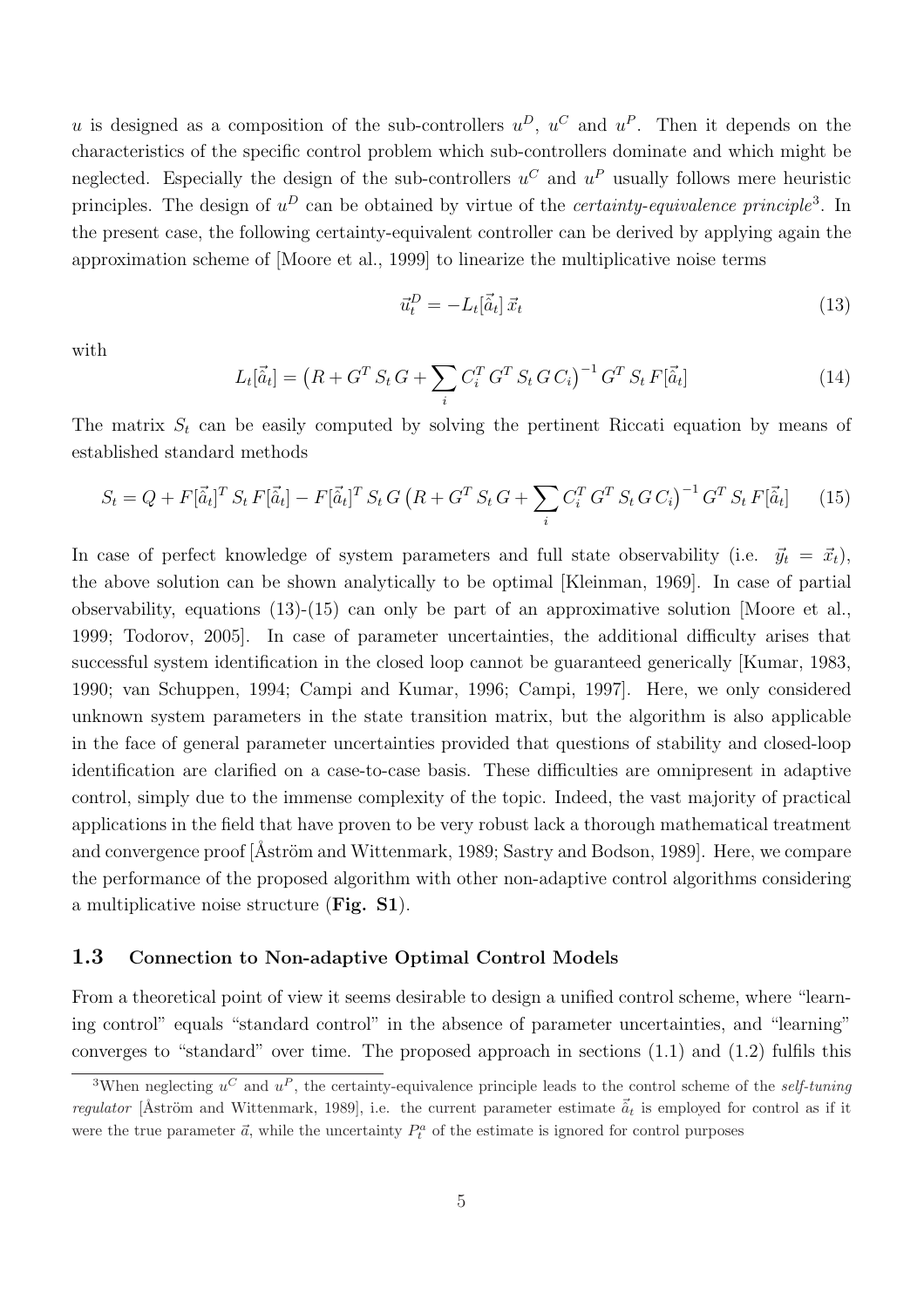$u$ is designed as a composition of the sub-controllers $u^D$, $u^C$ and $u^P$. Then it depends on the characteristics of the specific control problem which sub-controllers dominate and which might be neglected. Especially the design of the sub-controllers $u^C$ and $u^P$ usually follows mere heuristic principles. The design of $u^D$ can be obtained by virtue of the *certainty-equivalence principle*[3]. In the present case, the following certainty-equivalent controller can be derived by applying again the approximation scheme of [Moore et al., 1999] to linearize the multiplicative noise terms

$$\vec{u}_t^D = -L_t[\vec{\hat{a}}_t]\,\vec{x}_t \tag{13}$$

with

$$L_t[\vec{\hat{a}}_t] = \left(R + G^T\,S_t\,G + \sum_i C_i^T\,G^T\,S_t\,G\,C_i\right)^{-1} G^T\,S_t\,F[\vec{\hat{a}}_t] \tag{14}$$

The matrix $S_t$ can be easily computed by solving the pertinent Riccati equation by means of established standard methods

$$S_t = Q + F[\vec{\hat{a}}_t]^T\,S_t\,F[\vec{\hat{a}}_t] - F[\vec{\hat{a}}_t]^T\,S_t\,G\left(R + G^T\,S_t\,G + \sum_i C_i^T\,G^T\,S_t\,G\,C_i\right)^{-1} G^T\,S_t\,F[\vec{\hat{a}}_t] \tag{15}$$

In case of perfect knowledge of system parameters and full state observability (i.e. $\vec{y}_t = \vec{x}_t$), the above solution can be shown analytically to be optimal [Kleinman, 1969]. In case of partial observability, equations (13)-(15) can only be part of an approximative solution [Moore et al., 1999; Todorov, 2005]. In case of parameter uncertainties, the additional difficulty arises that successful system identification in the closed loop cannot be guaranteed generically [Kumar, 1983, 1990; van Schuppen, 1994; Campi and Kumar, 1996; Campi, 1997]. Here, we only considered unknown system parameters in the state transition matrix, but the algorithm is also applicable in the face of general parameter uncertainties provided that questions of stability and closed-loop identification are clarified on a case-to-case basis. These difficulties are omnipresent in adaptive control, simply due to the immense complexity of the topic. Indeed, the vast majority of practical applications in the field that have proven to be very robust lack a thorough mathematical treatment and convergence proof [Åström and Wittenmark, 1989; Sastry and Bodson, 1989]. Here, we compare the performance of the proposed algorithm with other non-adaptive control algorithms considering a multiplicative noise structure (**Fig. S1**).

### 1.3 Connection to Non-adaptive Optimal Control Models

From a theoretical point of view it seems desirable to design a unified control scheme, where "learning control" equals "standard control" in the absence of parameter uncertainties, and "learning" converges to "standard" over time. The proposed approach in sections (1.1) and (1.2) fulfils this

[3] When neglecting $u^C$ and $u^P$, the certainty-equivalence principle leads to the control scheme of the *self-tuning regulator* [Åström and Wittenmark, 1989], i.e. the current parameter estimate $\vec{\hat{a}}_t$ is employed for control as if it were the true parameter $\vec{a}$, while the uncertainty $P_t^a$ of the estimate is ignored for control purposes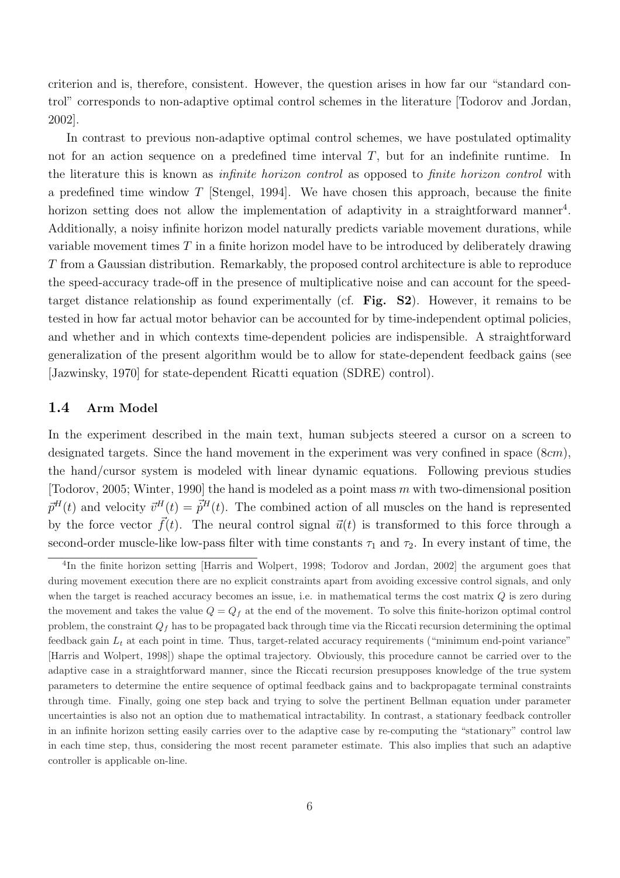criterion and is, therefore, consistent. However, the question arises in how far our "standard control" corresponds to non-adaptive optimal control schemes in the literature [Todorov and Jordan, 2002].

In contrast to previous non-adaptive optimal control schemes, we have postulated optimality not for an action sequence on a predefined time interval $T$, but for an indefinite runtime. In the literature this is known as *infinite horizon control* as opposed to *finite horizon control* with a predefined time window $T$ [Stengel, 1994]. We have chosen this approach, because the finite horizon setting does not allow the implementation of adaptivity in a straightforward manner[4]. Additionally, a noisy infinite horizon model naturally predicts variable movement durations, while variable movement times $T$ in a finite horizon model have to be introduced by deliberately drawing $T$ from a Gaussian distribution. Remarkably, the proposed control architecture is able to reproduce the speed-accuracy trade-off in the presence of multiplicative noise and can account for the speed-target distance relationship as found experimentally (cf. **Fig. S2**). However, it remains to be tested in how far actual motor behavior can be accounted for by time-independent optimal policies, and whether and in which contexts time-dependent policies are indispensible. A straightforward generalization of the present algorithm would be to allow for state-dependent feedback gains (see [Jazwinsky, 1970] for state-dependent Ricatti equation (SDRE) control).

### 1.4 Arm Model

In the experiment described in the main text, human subjects steered a cursor on a screen to designated targets. Since the hand movement in the experiment was very confined in space ($8cm$), the hand/cursor system is modeled with linear dynamic equations. Following previous studies [Todorov, 2005; Winter, 1990] the hand is modeled as a point mass $m$ with two-dimensional position $\vec{p}^H(t)$ and velocity $\vec{v}^H(t) = \dot{\vec{p}}^H(t)$. The combined action of all muscles on the hand is represented by the force vector $\vec{f}(t)$. The neural control signal $\vec{u}(t)$ is transformed to this force through a second-order muscle-like low-pass filter with time constants $\tau_1$ and $\tau_2$. In every instant of time, the

[4] In the finite horizon setting [Harris and Wolpert, 1998; Todorov and Jordan, 2002] the argument goes that during movement execution there are no explicit constraints apart from avoiding excessive control signals, and only when the target is reached accuracy becomes an issue, i.e. in mathematical terms the cost matrix $Q$ is zero during the movement and takes the value $Q = Q_f$ at the end of the movement. To solve this finite-horizon optimal control problem, the constraint $Q_f$ has to be propagated back through time via the Riccati recursion determining the optimal feedback gain $L_t$ at each point in time. Thus, target-related accuracy requirements ("minimum end-point variance" [Harris and Wolpert, 1998]) shape the optimal trajectory. Obviously, this procedure cannot be carried over to the adaptive case in a straightforward manner, since the Riccati recursion presupposes knowledge of the true system parameters to determine the entire sequence of optimal feedback gains and to backpropagate terminal constraints through time. Finally, going one step back and trying to solve the pertinent Bellman equation under parameter uncertainties is also not an option due to mathematical intractability. In contrast, a stationary feedback controller in an infinite horizon setting easily carries over to the adaptive case by re-computing the "stationary" control law in each time step, thus, considering the most recent parameter estimate. This also implies that such an adaptive controller is applicable on-line.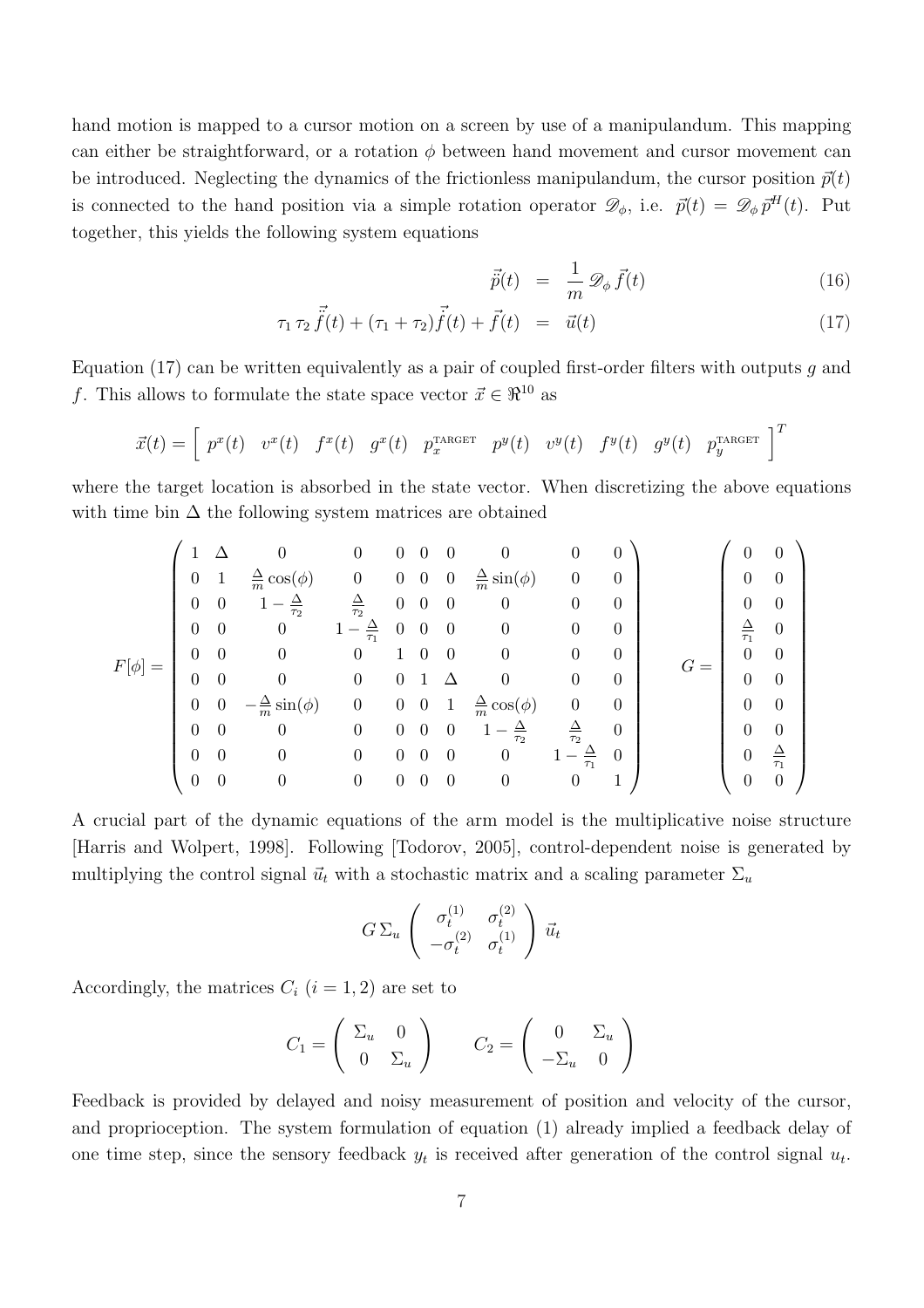hand motion is mapped to a cursor motion on a screen by use of a manipulandum. This mapping can either be straightforward, or a rotation $\phi$ between hand movement and cursor movement can be introduced. Neglecting the dynamics of the frictionless manipulandum, the cursor position $\vec{p}(t)$ is connected to the hand position via a simple rotation operator $\mathscr{D}_\phi$, i.e. $\vec{p}(t) = \mathscr{D}_\phi \vec{p}^H(t)$. Put together, this yields the following system equations

$$
\begin{aligned}
\ddot{\vec{p}}(t) &= \frac{1}{m}\,\mathscr{D}_\phi\,\vec{f}(t) &(16)\\
\tau_1\,\tau_2\,\ddot{\vec{f}}(t) + (\tau_1+\tau_2)\dot{\vec{f}}(t) + \vec{f}(t) &= \vec{u}(t) &(17)
\end{aligned}
$$

Equation (17) can be written equivalently as a pair of coupled first-order filters with outputs $g$ and $f$. This allows to formulate the state space vector $\vec{x} \in \Re^{10}$ as

$$
\vec{x}(t) = \left[\begin{array}{cccccccccc} p^x(t) & v^x(t) & f^x(t) & g^x(t) & p_x^{\text{TARGET}} & p^y(t) & v^y(t) & f^y(t) & g^y(t) & p_y^{\text{TARGET}} \end{array}\right]^T
$$

where the target location is absorbed in the state vector. When discretizing the above equations with time bin $\Delta$ the following system matrices are obtained

$$
F[\phi] = \left(\begin{array}{cccccccccc}
1 & \Delta & 0 & 0 & 0 & 0 & 0 & 0 & 0 & 0 \\
0 & 1 & \frac{\Delta}{m}\cos(\phi) & 0 & 0 & 0 & 0 & \frac{\Delta}{m}\sin(\phi) & 0 & 0 \\
0 & 0 & 1-\frac{\Delta}{\tau_2} & \frac{\Delta}{\tau_2} & 0 & 0 & 0 & 0 & 0 & 0 \\
0 & 0 & 0 & 1-\frac{\Delta}{\tau_1} & 0 & 0 & 0 & 0 & 0 & 0 \\
0 & 0 & 0 & 0 & 1 & 0 & 0 & 0 & 0 & 0 \\
0 & 0 & 0 & 0 & 0 & 1 & \Delta & 0 & 0 & 0 \\
0 & 0 & -\frac{\Delta}{m}\sin(\phi) & 0 & 0 & 0 & 1 & \frac{\Delta}{m}\cos(\phi) & 0 & 0 \\
0 & 0 & 0 & 0 & 0 & 0 & 0 & 1-\frac{\Delta}{\tau_2} & \frac{\Delta}{\tau_2} & 0 \\
0 & 0 & 0 & 0 & 0 & 0 & 0 & 0 & 1-\frac{\Delta}{\tau_1} & 0 \\
0 & 0 & 0 & 0 & 0 & 0 & 0 & 0 & 0 & 1
\end{array}\right)
\qquad
G = \left(\begin{array}{cc}
0 & 0 \\
0 & 0 \\
0 & 0 \\
\frac{\Delta}{\tau_1} & 0 \\
0 & 0 \\
0 & 0 \\
0 & 0 \\
0 & 0 \\
0 & \frac{\Delta}{\tau_1} \\
0 & 0
\end{array}\right)
$$

A crucial part of the dynamic equations of the arm model is the multiplicative noise structure [Harris and Wolpert, 1998]. Following [Todorov, 2005], control-dependent noise is generated by multiplying the control signal $\vec{u}_t$ with a stochastic matrix and a scaling parameter $\Sigma_u$

$$
G\,\Sigma_u \left(\begin{array}{cc} \sigma_t^{(1)} & \sigma_t^{(2)} \\ -\sigma_t^{(2)} & \sigma_t^{(1)} \end{array}\right) \vec{u}_t
$$

Accordingly, the matrices $C_i$ $(i = 1, 2)$ are set to

$$
C_1 = \left(\begin{array}{cc} \Sigma_u & 0 \\ 0 & \Sigma_u \end{array}\right) \qquad C_2 = \left(\begin{array}{cc} 0 & \Sigma_u \\ -\Sigma_u & 0 \end{array}\right)
$$

Feedback is provided by delayed and noisy measurement of position and velocity of the cursor, and proprioception. The system formulation of equation (1) already implied a feedback delay of one time step, since the sensory feedback $y_t$ is received after generation of the control signal $u_t$.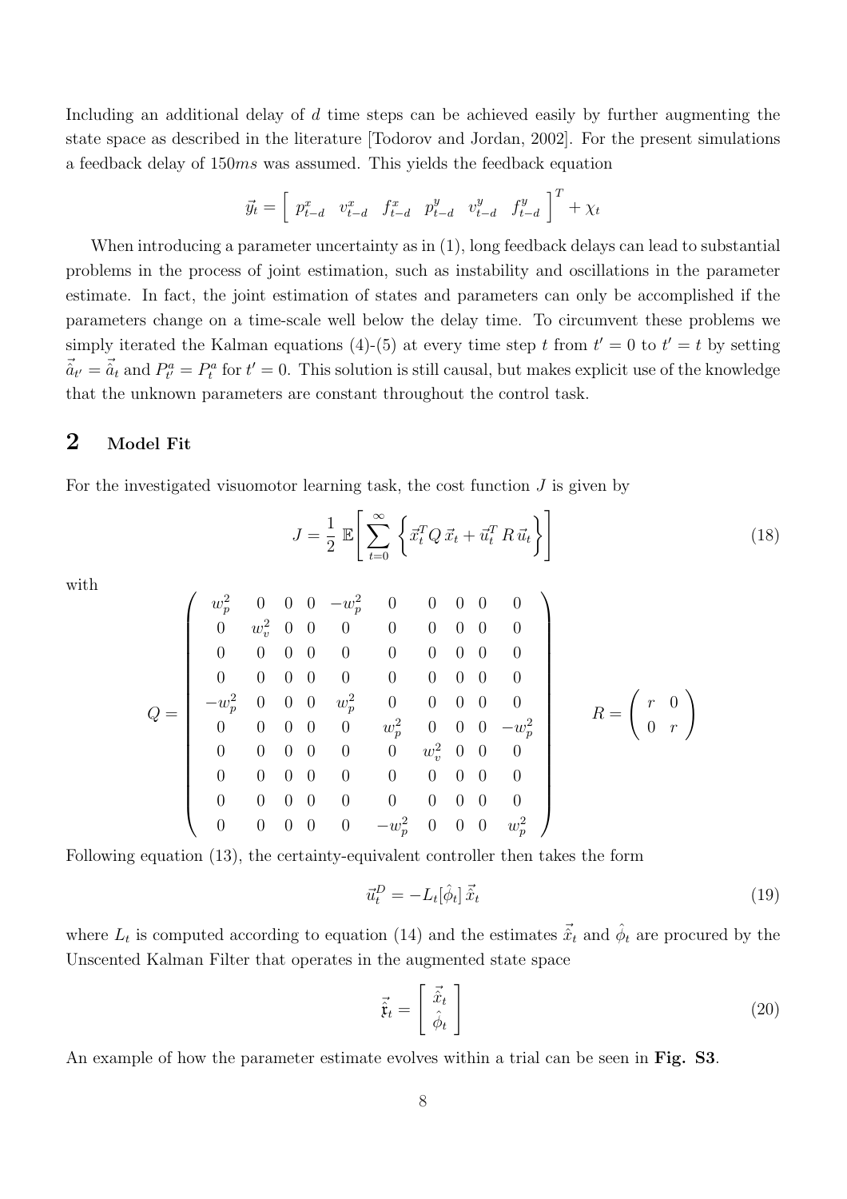Including an additional delay of $d$ time steps can be achieved easily by further augmenting the state space as described in the literature [Todorov and Jordan, 2002]. For the present simulations a feedback delay of $150ms$ was assumed. This yields the feedback equation

$$\vec{y}_t = \left[ \begin{array}{cccccc} p^x_{t-d} & v^x_{t-d} & f^x_{t-d} & p^y_{t-d} & v^y_{t-d} & f^y_{t-d} \end{array} \right]^T + \chi_t$$

When introducing a parameter uncertainty as in (1), long feedback delays can lead to substantial problems in the process of joint estimation, such as instability and oscillations in the parameter estimate. In fact, the joint estimation of states and parameters can only be accomplished if the parameters change on a time-scale well below the delay time. To circumvent these problems we simply iterated the Kalman equations (4)-(5) at every time step $t$ from $t' = 0$ to $t' = t$ by setting $\hat{\vec{a}}_{t'} = \hat{\vec{a}}_t$ and $P^a_{t'} = P^a_t$ for $t' = 0$. This solution is still causal, but makes explicit use of the knowledge that the unknown parameters are constant throughout the control task.

## 2 Model Fit

For the investigated visuomotor learning task, the cost function $J$ is given by

$$J = \frac{1}{2}\, \mathbb{E}\left[ \sum_{t=0}^{\infty} \left\{ \vec{x}_t^T Q\, \vec{x}_t + \vec{u}_t^T\, R\, \vec{u}_t \right\} \right] \tag{18}$$

with

$$Q = \left( \begin{array}{cccccccccc} w_p^2 & 0 & 0 & 0 & -w_p^2 & 0 & 0 & 0 & 0 & 0 \\ 0 & w_v^2 & 0 & 0 & 0 & 0 & 0 & 0 & 0 & 0 \\ 0 & 0 & 0 & 0 & 0 & 0 & 0 & 0 & 0 & 0 \\ 0 & 0 & 0 & 0 & 0 & 0 & 0 & 0 & 0 & 0 \\ -w_p^2 & 0 & 0 & 0 & w_p^2 & 0 & 0 & 0 & 0 & 0 \\ 0 & 0 & 0 & 0 & 0 & w_p^2 & 0 & 0 & 0 & -w_p^2 \\ 0 & 0 & 0 & 0 & 0 & 0 & w_v^2 & 0 & 0 & 0 \\ 0 & 0 & 0 & 0 & 0 & 0 & 0 & 0 & 0 & 0 \\ 0 & 0 & 0 & 0 & 0 & 0 & 0 & 0 & 0 & 0 \\ 0 & 0 & 0 & 0 & 0 & -w_p^2 & 0 & 0 & 0 & w_p^2 \end{array} \right) \qquad R = \left( \begin{array}{cc} r & 0 \\ 0 & r \end{array} \right)$$

Following equation (13), the certainty-equivalent controller then takes the form

$$\vec{u}_t^D = -L_t[\hat{\phi}_t]\, \hat{\vec{x}}_t \tag{19}$$

where $L_t$ is computed according to equation (14) and the estimates $\hat{\vec{x}}_t$ and $\hat{\phi}_t$ are procured by the Unscented Kalman Filter that operates in the augmented state space

$$\hat{\vec{\mathfrak{x}}}_t = \left[ \begin{array}{c} \hat{\vec{x}}_t \\ \hat{\phi}_t \end{array} \right] \tag{20}$$

An example of how the parameter estimate evolves within a trial can be seen in **Fig. S3**.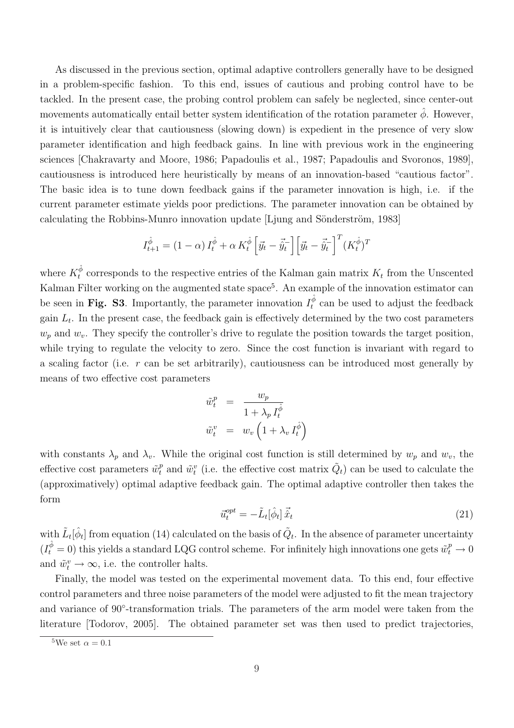As discussed in the previous section, optimal adaptive controllers generally have to be designed in a problem-specific fashion. To this end, issues of cautious and probing control have to be tackled. In the present case, the probing control problem can safely be neglected, since center-out movements automatically entail better system identification of the rotation parameter $\hat{\phi}$. However, it is intuitively clear that cautiousness (slowing down) is expedient in the presence of very slow parameter identification and high feedback gains. In line with previous work in the engineering sciences [Chakravarty and Moore, 1986; Papadoulis et al., 1987; Papadoulis and Svoronos, 1989], cautiousness is introduced here heuristically by means of an innovation-based "cautious factor". The basic idea is to tune down feedback gains if the parameter innovation is high, i.e. if the current parameter estimate yields poor predictions. The parameter innovation can be obtained by calculating the Robbins-Munro innovation update [Ljung and Sönderström, 1983]

$$I_{t+1}^{\hat{\phi}} = (1-\alpha)\, I_t^{\hat{\phi}} + \alpha\, K_t^{\hat{\phi}} \left[\vec{y}_t - \vec{\hat{y}}_t^{-}\right] \left[\vec{y}_t - \vec{\hat{y}}_t^{-}\right]^T (K_t^{\hat{\phi}})^T$$

where $K_t^{\hat{\phi}}$ corresponds to the respective entries of the Kalman gain matrix $K_t$ from the Unscented Kalman Filter working on the augmented state space[5]. An example of the innovation estimator can be seen in **Fig. S3**. Importantly, the parameter innovation $I_t^{\hat{\phi}}$ can be used to adjust the feedback gain $L_t$. In the present case, the feedback gain is effectively determined by the two cost parameters $w_p$ and $w_v$. They specify the controller's drive to regulate the position towards the target position, while trying to regulate the velocity to zero. Since the cost function is invariant with regard to a scaling factor (i.e. $r$ can be set arbitrarily), cautiousness can be introduced most generally by means of two effective cost parameters

$$\begin{aligned}
\tilde{w}_t^p &= \frac{w_p}{1 + \lambda_p\, I_t^{\hat{\phi}}} \\
\tilde{w}_t^v &= w_v \left(1 + \lambda_v\, I_t^{\hat{\phi}}\right)
\end{aligned}$$

with constants $\lambda_p$ and $\lambda_v$. While the original cost function is still determined by $w_p$ and $w_v$, the effective cost parameters $\tilde{w}_t^p$ and $\tilde{w}_t^v$ (i.e. the effective cost matrix $\tilde{Q}_t$) can be used to calculate the (approximatively) optimal adaptive feedback gain. The optimal adaptive controller then takes the form

$$\vec{u}_t^{opt} = -\tilde{L}_t[\hat{\phi}_t]\, \vec{\hat{x}}_t \tag{21}$$

with $\tilde{L}_t[\hat{\phi}_t]$ from equation (14) calculated on the basis of $\tilde{Q}_t$. In the absence of parameter uncertainty ($I_t^{\hat{\phi}} = 0$) this yields a standard LQG control scheme. For infinitely high innovations one gets $\tilde{w}_t^p \to 0$ and $\tilde{w}_t^v \to \infty$, i.e. the controller halts.

Finally, the model was tested on the experimental movement data. To this end, four effective control parameters and three noise parameters of the model were adjusted to fit the mean trajectory and variance of 90°-transformation trials. The parameters of the arm model were taken from the literature [Todorov, 2005]. The obtained parameter set was then used to predict trajectories,

[5] We set $\alpha = 0.1$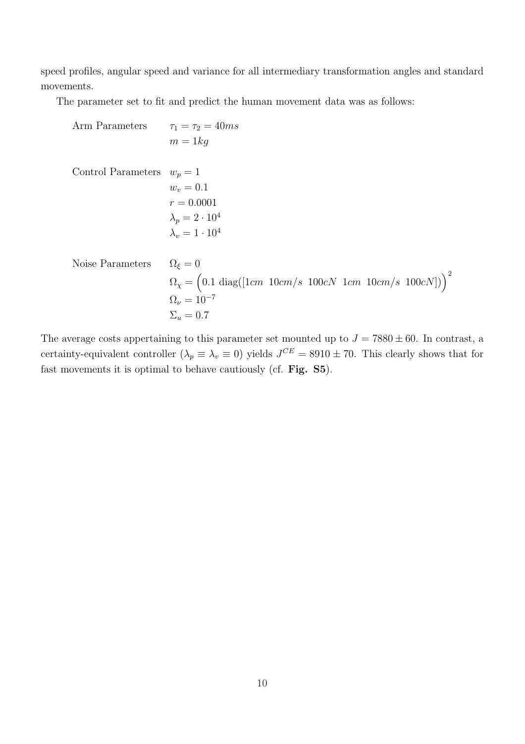speed profiles, angular speed and variance for all intermediary transformation angles and standard movements.

The parameter set to fit and predict the human movement data was as follows:

Arm Parameters $\tau_1 = \tau_2 = 40ms$
$m = 1kg$

Control Parameters $w_p = 1$
$w_v = 0.1$
$r = 0.0001$
$\lambda_p = 2 \cdot 10^4$
$\lambda_v = 1 \cdot 10^4$

Noise Parameters $\Omega_\xi = 0$
$\Omega_\chi = \Big(0.1 \text{ diag}([1cm \;\; 10cm/s \;\; 100cN \;\; 1cm \;\; 10cm/s \;\; 100cN])\Big)^2$
$\Omega_\nu = 10^{-7}$
$\Sigma_u = 0.7$

The average costs appertaining to this parameter set mounted up to $J = 7880 \pm 60$. In contrast, a certainty-equivalent controller ($\lambda_p \equiv \lambda_v \equiv 0$) yields $J^{CE} = 8910 \pm 70$. This clearly shows that for fast movements it is optimal to behave cautiously (cf. **Fig. S5**).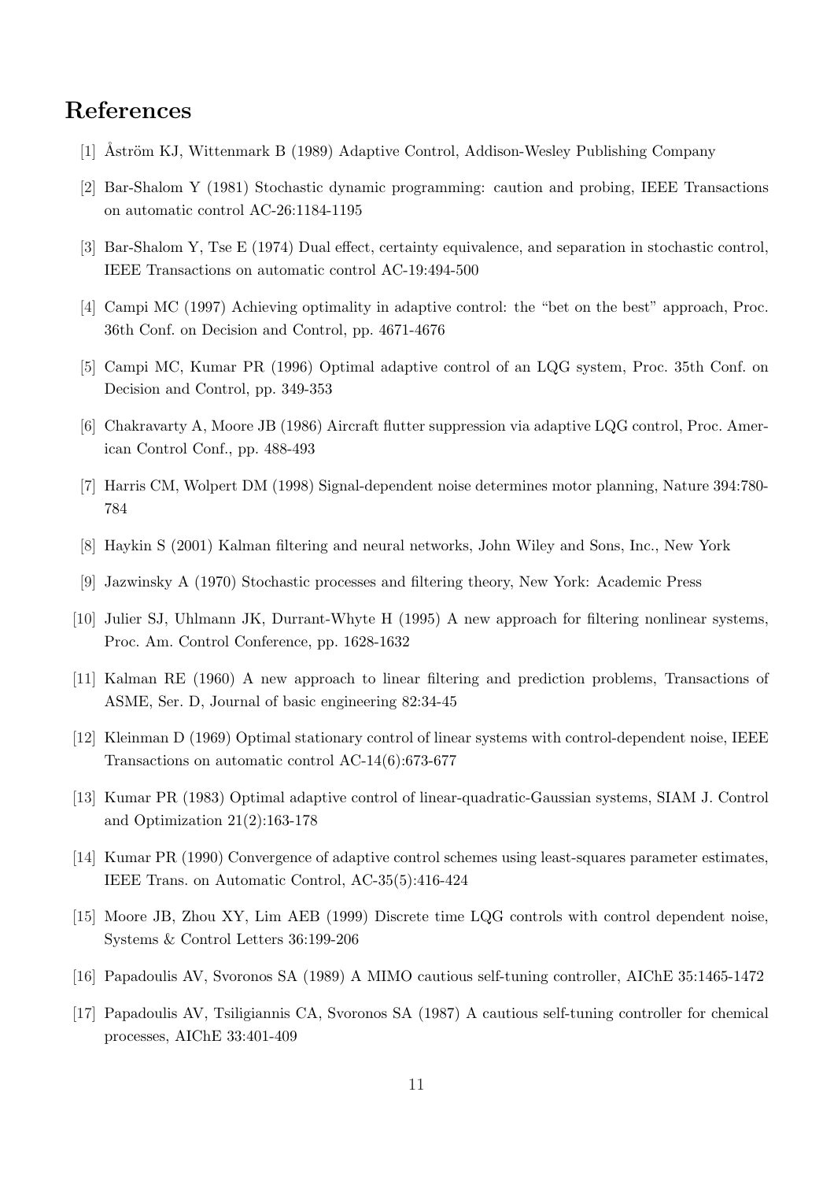## References

[1] Åström KJ, Wittenmark B (1989) Adaptive Control, Addison-Wesley Publishing Company

[2] Bar-Shalom Y (1981) Stochastic dynamic programming: caution and probing, IEEE Transactions on automatic control AC-26:1184-1195

[3] Bar-Shalom Y, Tse E (1974) Dual effect, certainty equivalence, and separation in stochastic control, IEEE Transactions on automatic control AC-19:494-500

[4] Campi MC (1997) Achieving optimality in adaptive control: the "bet on the best" approach, Proc. 36th Conf. on Decision and Control, pp. 4671-4676

[5] Campi MC, Kumar PR (1996) Optimal adaptive control of an LQG system, Proc. 35th Conf. on Decision and Control, pp. 349-353

[6] Chakravarty A, Moore JB (1986) Aircraft flutter suppression via adaptive LQG control, Proc. American Control Conf., pp. 488-493

[7] Harris CM, Wolpert DM (1998) Signal-dependent noise determines motor planning, Nature 394:780-784

[8] Haykin S (2001) Kalman filtering and neural networks, John Wiley and Sons, Inc., New York

[9] Jazwinsky A (1970) Stochastic processes and filtering theory, New York: Academic Press

[10] Julier SJ, Uhlmann JK, Durrant-Whyte H (1995) A new approach for filtering nonlinear systems, Proc. Am. Control Conference, pp. 1628-1632

[11] Kalman RE (1960) A new approach to linear filtering and prediction problems, Transactions of ASME, Ser. D, Journal of basic engineering 82:34-45

[12] Kleinman D (1969) Optimal stationary control of linear systems with control-dependent noise, IEEE Transactions on automatic control AC-14(6):673-677

[13] Kumar PR (1983) Optimal adaptive control of linear-quadratic-Gaussian systems, SIAM J. Control and Optimization 21(2):163-178

[14] Kumar PR (1990) Convergence of adaptive control schemes using least-squares parameter estimates, IEEE Trans. on Automatic Control, AC-35(5):416-424

[15] Moore JB, Zhou XY, Lim AEB (1999) Discrete time LQG controls with control dependent noise, Systems & Control Letters 36:199-206

[16] Papadoulis AV, Svoronos SA (1989) A MIMO cautious self-tuning controller, AIChE 35:1465-1472

[17] Papadoulis AV, Tsiligiannis CA, Svoronos SA (1987) A cautious self-tuning controller for chemical processes, AIChE 33:401-409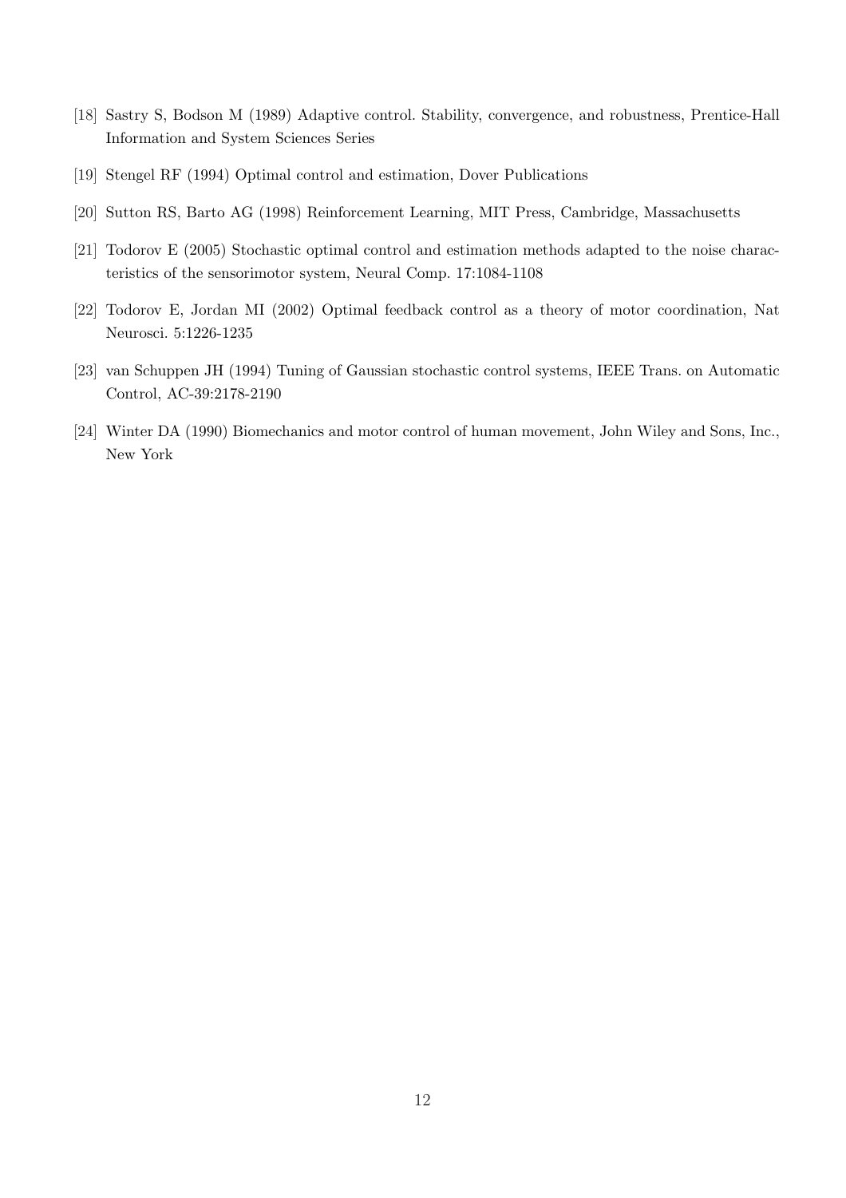[18] Sastry S, Bodson M (1989) Adaptive control. Stability, convergence, and robustness, Prentice-Hall Information and System Sciences Series

[19] Stengel RF (1994) Optimal control and estimation, Dover Publications

[20] Sutton RS, Barto AG (1998) Reinforcement Learning, MIT Press, Cambridge, Massachusetts

[21] Todorov E (2005) Stochastic optimal control and estimation methods adapted to the noise characteristics of the sensorimotor system, Neural Comp. 17:1084-1108

[22] Todorov E, Jordan MI (2002) Optimal feedback control as a theory of motor coordination, Nat Neurosci. 5:1226-1235

[23] van Schuppen JH (1994) Tuning of Gaussian stochastic control systems, IEEE Trans. on Automatic Control, AC-39:2178-2190

[24] Winter DA (1990) Biomechanics and motor control of human movement, John Wiley and Sons, Inc., New York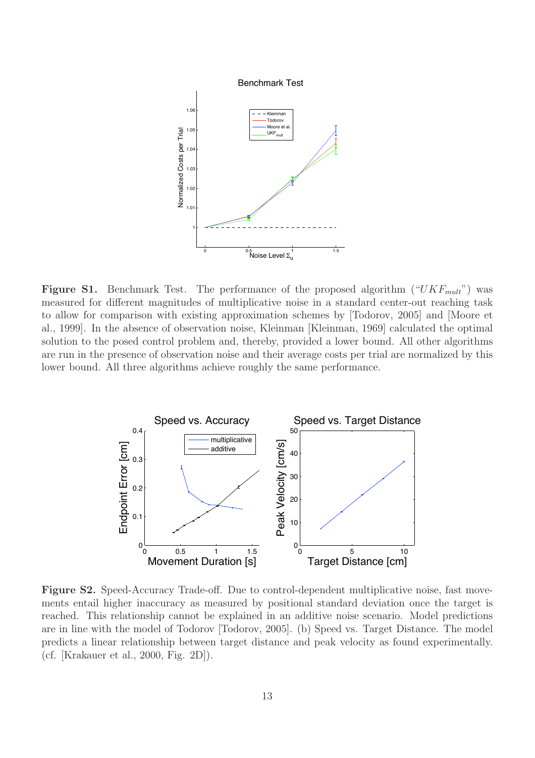**Figure S1.** Benchmark Test. The performance of the proposed algorithm ("$UKF_{mult}$") was measured for different magnitudes of multiplicative noise in a standard center-out reaching task to allow for comparison with existing approximation schemes by [Todorov, 2005] and [Moore et al., 1999]. In the absence of observation noise, Kleinman [Kleinman, 1969] calculated the optimal solution to the posed control problem and, thereby, provided a lower bound. All other algorithms are run in the presence of observation noise and their average costs per trial are normalized by this lower bound. All three algorithms achieve roughly the same performance.

**Figure S2.** Speed-Accuracy Trade-off. Due to control-dependent multiplicative noise, fast movements entail higher inaccuracy as measured by positional standard deviation once the target is reached. This relationship cannot be explained in an additive noise scenario. Model predictions are in line with the model of Todorov [Todorov, 2005]. (b) Speed vs. Target Distance. The model predicts a linear relationship between target distance and peak velocity as found experimentally. (cf. [Krakauer et al., 2000, Fig. 2D]).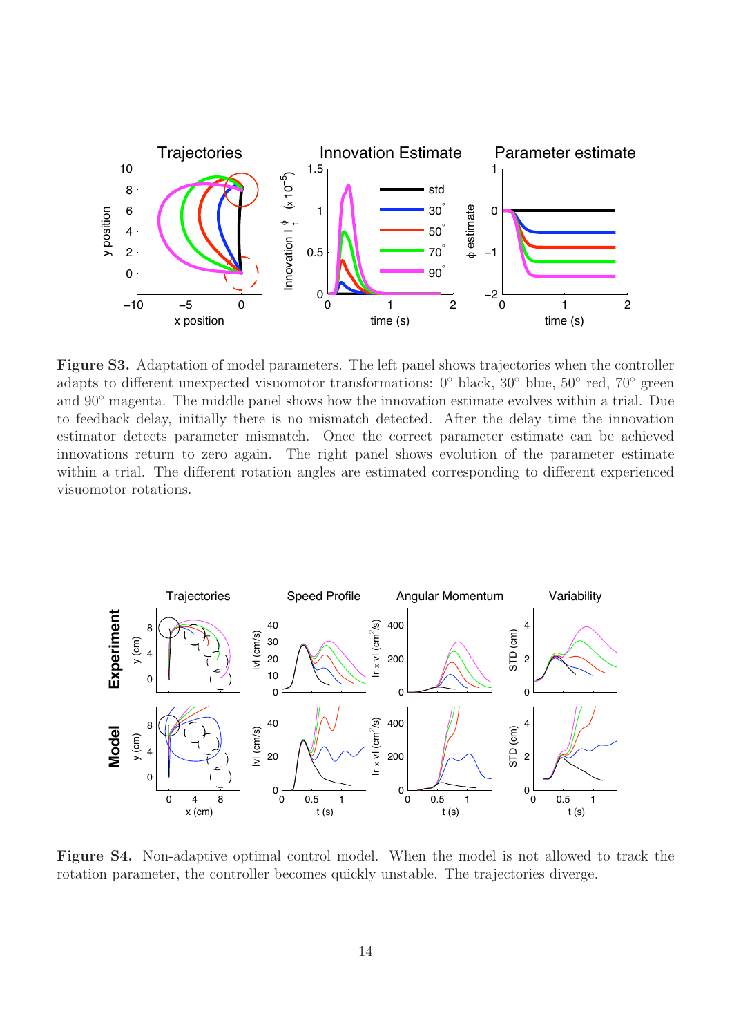**Figure S3.** Adaptation of model parameters. The left panel shows trajectories when the controller adapts to different unexpected visuomotor transformations: 0° black, 30° blue, 50° red, 70° green and 90° magenta. The middle panel shows how the innovation estimate evolves within a trial. Due to feedback delay, initially there is no mismatch detected. After the delay time the innovation estimator detects parameter mismatch. Once the correct parameter estimate can be achieved innovations return to zero again. The right panel shows evolution of the parameter estimate within a trial. The different rotation angles are estimated corresponding to different experienced visuomotor rotations.

**Figure S4.** Non-adaptive optimal control model. When the model is not allowed to track the rotation parameter, the controller becomes quickly unstable. The trajectories diverge.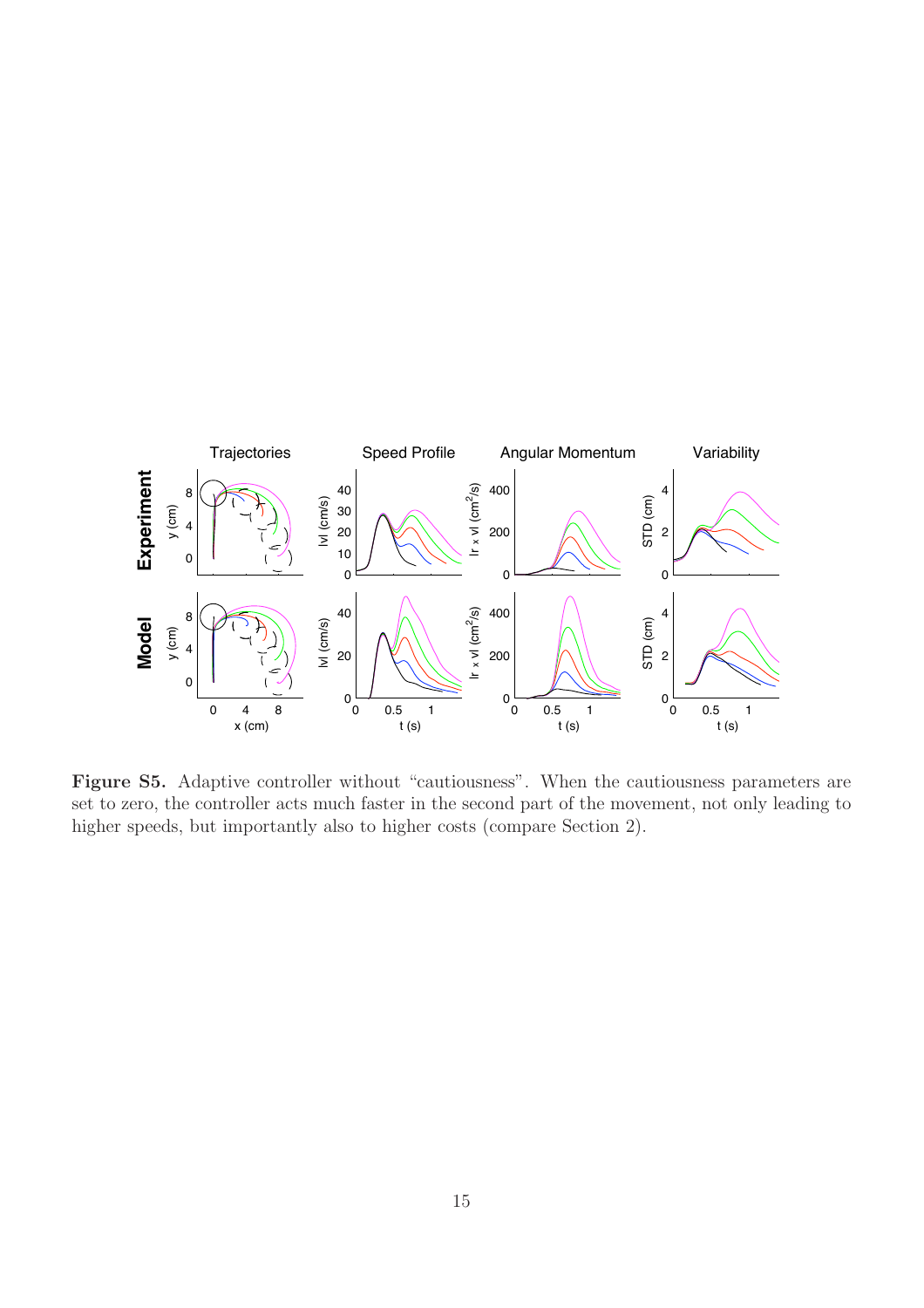Trajectories

Speed Profile

Angular Momentum

Variability

Experiment

Model

y (cm)

8

4

0

x (cm)

0 4 8

|v| (cm/s)

40

30

20

10

0

|r x v| (cm$^2$/s)

400

200

0

STD (cm)

4

2

0

t (s)

0 0.5 1

**Figure S5.** Adaptive controller without "cautiousness". When the cautiousness parameters are set to zero, the controller acts much faster in the second part of the movement, not only leading to higher speeds, but importantly also to higher costs (compare Section 2).